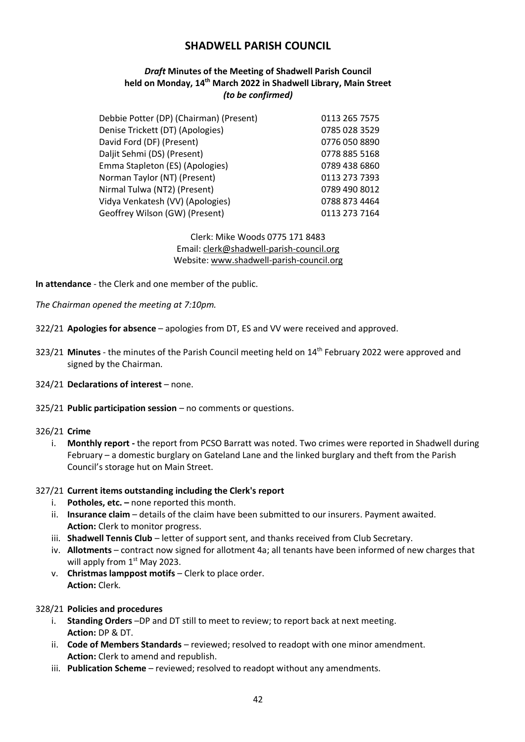# SHADWELL PARISH COUNCIL

***Draft* Minutes of the Meeting of Shadwell Parish Council held on Monday, 14th March 2022 in Shadwell Library, Main Street *(to be confirmed)***

| | |
|---|---|
| Debbie Potter (DP) (Chairman) (Present) | 0113 265 7575 |
| Denise Trickett (DT) (Apologies) | 0785 028 3529 |
| David Ford (DF) (Present) | 0776 050 8890 |
| Daljit Sehmi (DS) (Present) | 0778 885 5168 |
| Emma Stapleton (ES) (Apologies) | 0789 438 6860 |
| Norman Taylor (NT) (Present) | 0113 273 7393 |
| Nirmal Tulwa (NT2) (Present) | 0789 490 8012 |
| Vidya Venkatesh (VV) (Apologies) | 0788 873 4464 |
| Geoffrey Wilson (GW) (Present) | 0113 273 7164 |

Clerk: Mike Woods 0775 171 8483
Email: clerk@shadwell-parish-council.org
Website: www.shadwell-parish-council.org

**In attendance** - the Clerk and one member of the public.

*The Chairman opened the meeting at 7:10pm.*

322/21 **Apologies for absence** – apologies from DT, ES and VV were received and approved.

323/21 **Minutes** - the minutes of the Parish Council meeting held on 14th February 2022 were approved and signed by the Chairman.

324/21 **Declarations of interest** – none.

325/21 **Public participation session** – no comments or questions.

326/21 **Crime**

i. **Monthly report -** the report from PCSO Barratt was noted. Two crimes were reported in Shadwell during February – a domestic burglary on Gateland Lane and the linked burglary and theft from the Parish Council's storage hut on Main Street.

327/21 **Current items outstanding including the Clerk's report**

i. **Potholes, etc. –** none reported this month.
ii. **Insurance claim** – details of the claim have been submitted to our insurers. Payment awaited.
**Action:** Clerk to monitor progress.
iii. **Shadwell Tennis Club** – letter of support sent, and thanks received from Club Secretary.
iv. **Allotments** – contract now signed for allotment 4a; all tenants have been informed of new charges that will apply from 1st May 2023.
v. **Christmas lamppost motifs** – Clerk to place order.
**Action:** Clerk.

328/21 **Policies and procedures**

i. **Standing Orders** –DP and DT still to meet to review; to report back at next meeting.
**Action:** DP & DT.
ii. **Code of Members Standards** – reviewed; resolved to readopt with one minor amendment.
**Action:** Clerk to amend and republish.
iii. **Publication Scheme** – reviewed; resolved to readopt without any amendments.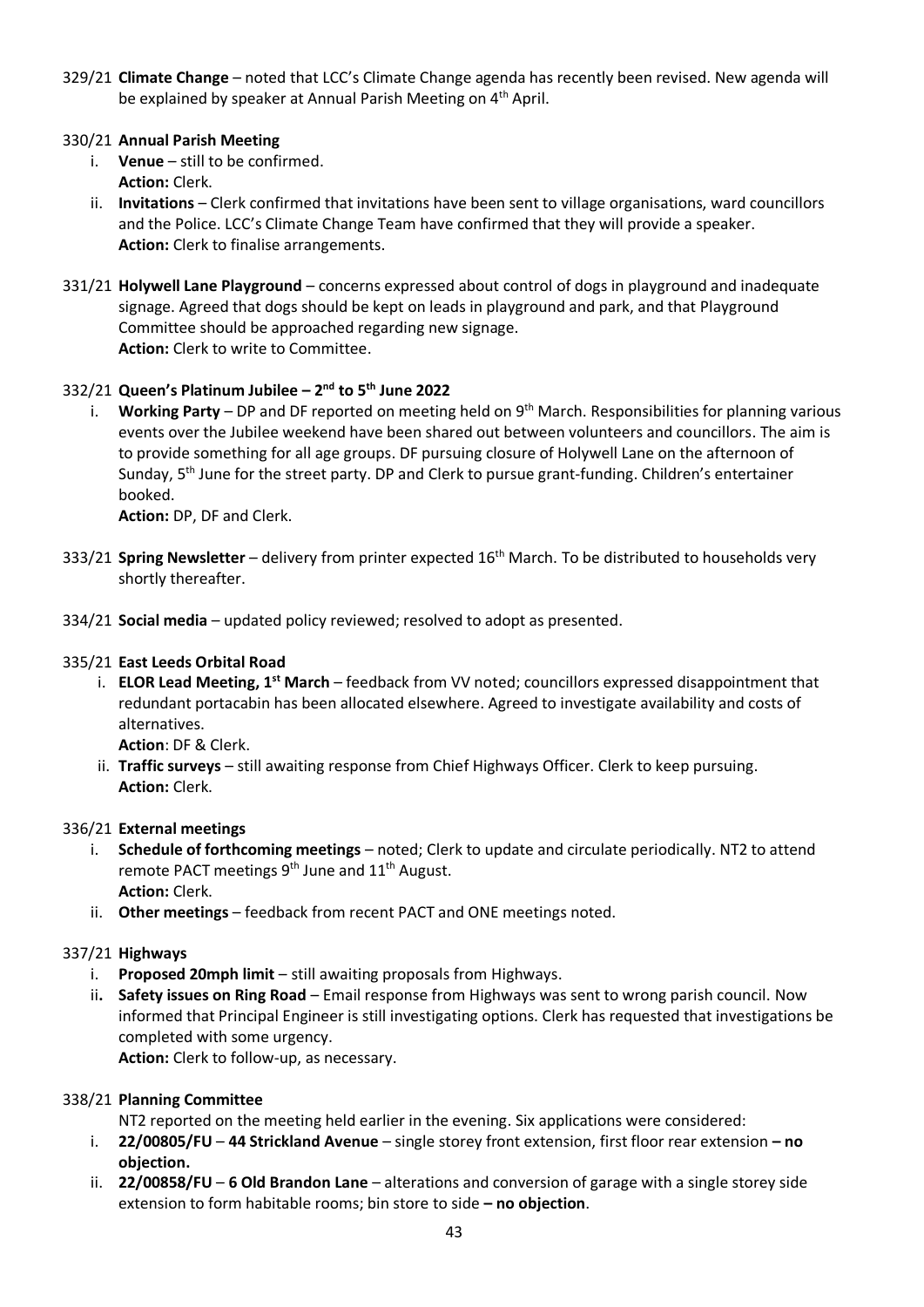329/21 **Climate Change** – noted that LCC's Climate Change agenda has recently been revised. New agenda will be explained by speaker at Annual Parish Meeting on 4th April.

330/21 **Annual Parish Meeting**

i. **Venue** – still to be confirmed.
**Action:** Clerk.

ii. **Invitations** – Clerk confirmed that invitations have been sent to village organisations, ward councillors and the Police. LCC's Climate Change Team have confirmed that they will provide a speaker.
**Action:** Clerk to finalise arrangements.

331/21 **Holywell Lane Playground** – concerns expressed about control of dogs in playground and inadequate signage. Agreed that dogs should be kept on leads in playground and park, and that Playground Committee should be approached regarding new signage.
**Action:** Clerk to write to Committee.

332/21 **Queen's Platinum Jubilee – 2nd to 5th June 2022**

i. **Working Party** – DP and DF reported on meeting held on 9th March. Responsibilities for planning various events over the Jubilee weekend have been shared out between volunteers and councillors. The aim is to provide something for all age groups. DF pursuing closure of Holywell Lane on the afternoon of Sunday, 5th June for the street party. DP and Clerk to pursue grant-funding. Children's entertainer booked.
**Action:** DP, DF and Clerk.

333/21 **Spring Newsletter** – delivery from printer expected 16th March. To be distributed to households very shortly thereafter.

334/21 **Social media** – updated policy reviewed; resolved to adopt as presented.

335/21 **East Leeds Orbital Road**

i. **ELOR Lead Meeting, 1st March** – feedback from VV noted; councillors expressed disappointment that redundant portacabin has been allocated elsewhere. Agreed to investigate availability and costs of alternatives.
**Action**: DF & Clerk.

ii. **Traffic surveys** – still awaiting response from Chief Highways Officer. Clerk to keep pursuing.
**Action:** Clerk.

336/21 **External meetings**

i. **Schedule of forthcoming meetings** – noted; Clerk to update and circulate periodically. NT2 to attend remote PACT meetings 9th June and 11th August.
**Action:** Clerk.

ii. **Other meetings** – feedback from recent PACT and ONE meetings noted.

337/21 **Highways**

i. **Proposed 20mph limit** – still awaiting proposals from Highways.

ii**. Safety issues on Ring Road** – Email response from Highways was sent to wrong parish council. Now informed that Principal Engineer is still investigating options. Clerk has requested that investigations be completed with some urgency.
**Action:** Clerk to follow-up, as necessary.

338/21 **Planning Committee**

NT2 reported on the meeting held earlier in the evening. Six applications were considered:

i. **22/00805/FU** – **44 Strickland Avenue** – single storey front extension, first floor rear extension **– no objection.**

ii. **22/00858/FU** – **6 Old Brandon Lane** – alterations and conversion of garage with a single storey side extension to form habitable rooms; bin store to side **– no objection**.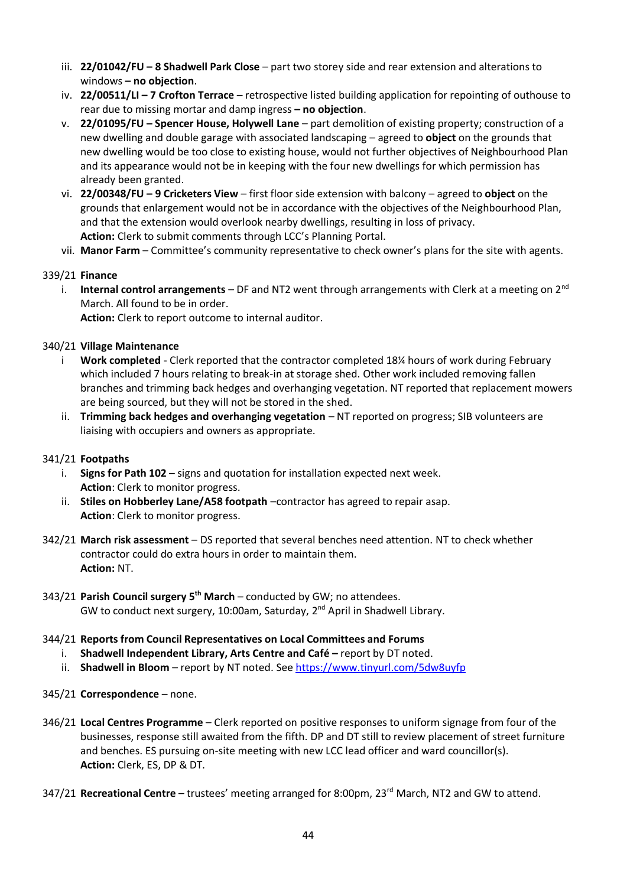iii. **22/01042/FU – 8 Shadwell Park Close** – part two storey side and rear extension and alterations to windows **– no objection**.

iv. **22/00511/LI – 7 Crofton Terrace** – retrospective listed building application for repointing of outhouse to rear due to missing mortar and damp ingress **– no objection**.

v. **22/01095/FU – Spencer House, Holywell Lane** – part demolition of existing property; construction of a new dwelling and double garage with associated landscaping – agreed to **object** on the grounds that new dwelling would be too close to existing house, would not further objectives of Neighbourhood Plan and its appearance would not be in keeping with the four new dwellings for which permission has already been granted.

vi. **22/00348/FU – 9 Cricketers View** – first floor side extension with balcony – agreed to **object** on the grounds that enlargement would not be in accordance with the objectives of the Neighbourhood Plan, and that the extension would overlook nearby dwellings, resulting in loss of privacy.
**Action:** Clerk to submit comments through LCC's Planning Portal.

vii. **Manor Farm** – Committee's community representative to check owner's plans for the site with agents.

339/21 **Finance**

i. **Internal control arrangements** – DF and NT2 went through arrangements with Clerk at a meeting on 2nd March. All found to be in order.
**Action:** Clerk to report outcome to internal auditor.

340/21 **Village Maintenance**

i **Work completed** - Clerk reported that the contractor completed 18¼ hours of work during February which included 7 hours relating to break-in at storage shed. Other work included removing fallen branches and trimming back hedges and overhanging vegetation. NT reported that replacement mowers are being sourced, but they will not be stored in the shed.

ii. **Trimming back hedges and overhanging vegetation** – NT reported on progress; SIB volunteers are liaising with occupiers and owners as appropriate.

341/21 **Footpaths**

i. **Signs for Path 102** – signs and quotation for installation expected next week.
**Action**: Clerk to monitor progress.

ii. **Stiles on Hobberley Lane/A58 footpath** –contractor has agreed to repair asap.
**Action**: Clerk to monitor progress.

342/21 **March risk assessment** – DS reported that several benches need attention. NT to check whether contractor could do extra hours in order to maintain them.
**Action:** NT.

343/21 **Parish Council surgery 5th March** – conducted by GW; no attendees.
GW to conduct next surgery, 10:00am, Saturday, 2nd April in Shadwell Library.

344/21 **Reports from Council Representatives on Local Committees and Forums**

i. **Shadwell Independent Library, Arts Centre and Café –** report by DT noted.

ii. **Shadwell in Bloom** – report by NT noted. See https://www.tinyurl.com/5dw8uyfp

345/21 **Correspondence** – none.

346/21 **Local Centres Programme** – Clerk reported on positive responses to uniform signage from four of the businesses, response still awaited from the fifth. DP and DT still to review placement of street furniture and benches. ES pursuing on-site meeting with new LCC lead officer and ward councillor(s).
**Action:** Clerk, ES, DP & DT.

347/21 **Recreational Centre** – trustees' meeting arranged for 8:00pm, 23rd March, NT2 and GW to attend.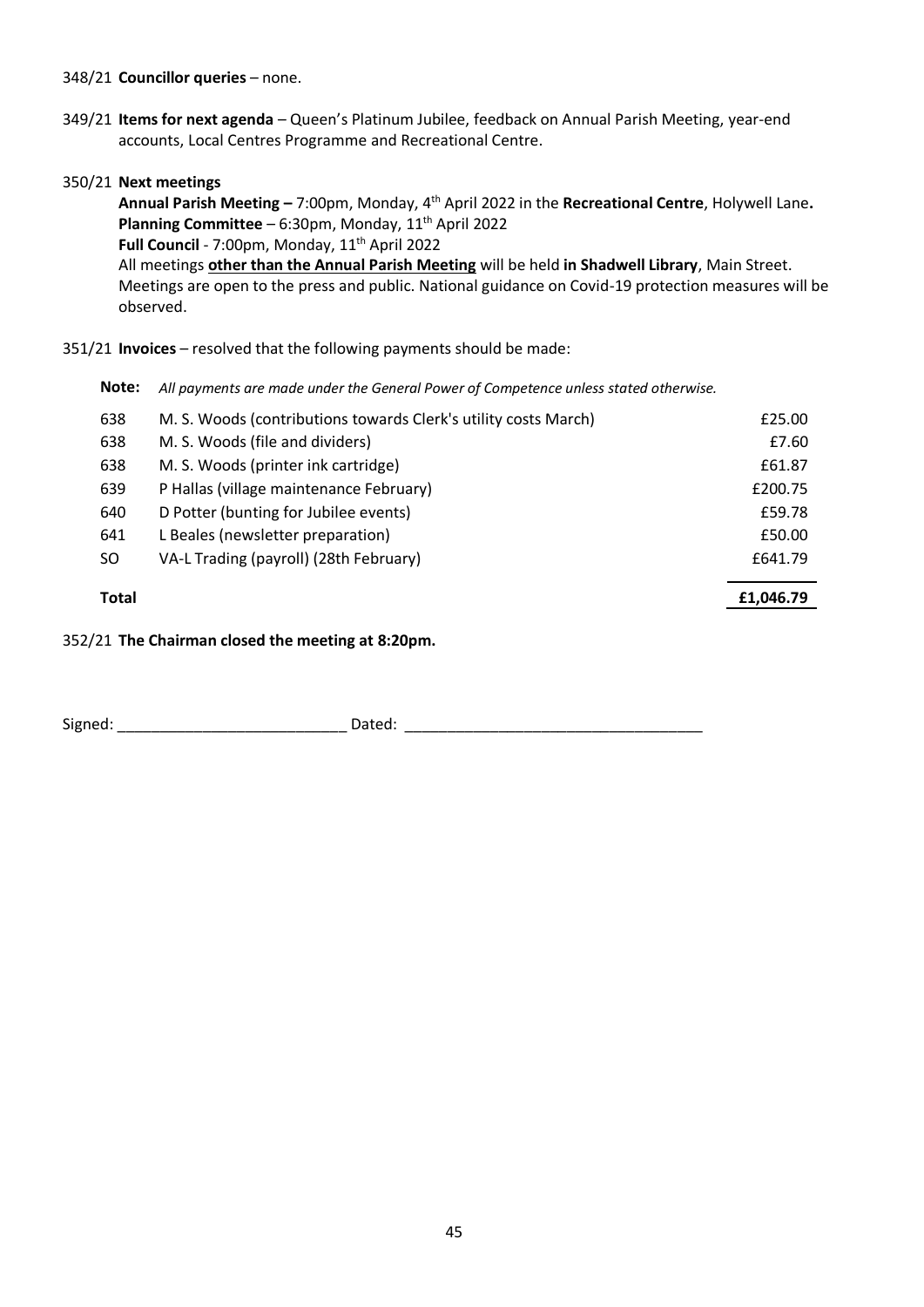348/21 **Councillor queries** – none.

349/21 **Items for next agenda** – Queen's Platinum Jubilee, feedback on Annual Parish Meeting, year-end accounts, Local Centres Programme and Recreational Centre.

350/21 **Next meetings**

**Annual Parish Meeting –** 7:00pm, Monday, 4th April 2022 in the **Recreational Centre**, Holywell Lane**.**
**Planning Committee** – 6:30pm, Monday, 11th April 2022
**Full Council** - 7:00pm, Monday, 11th April 2022
All meetings **other than the Annual Parish Meeting** will be held **in Shadwell Library**, Main Street. Meetings are open to the press and public. National guidance on Covid-19 protection measures will be observed.

351/21 **Invoices** – resolved that the following payments should be made:

**Note:** *All payments are made under the General Power of Competence unless stated otherwise.*

| | | |
|---|---|---|
| 638 | M. S. Woods (contributions towards Clerk's utility costs March) | £25.00 |
| 638 | M. S. Woods (file and dividers) | £7.60 |
| 638 | M. S. Woods (printer ink cartridge) | £61.87 |
| 639 | P Hallas (village maintenance February) | £200.75 |
| 640 | D Potter (bunting for Jubilee events) | £59.78 |
| 641 | L Beales (newsletter preparation) | £50.00 |
| SO | VA-L Trading (payroll) (28th February) | £641.79 |
| **Total** | | **£1,046.79** |

352/21 **The Chairman closed the meeting at 8:20pm.**

Signed: ___________________________ Dated: ___________________________________